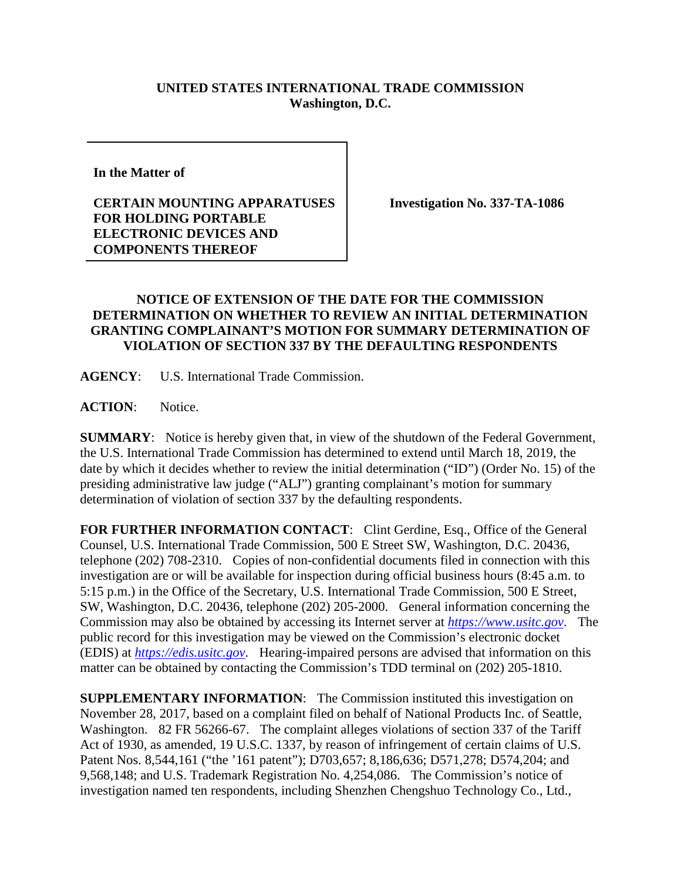**UNITED STATES INTERNATIONAL TRADE COMMISSION**
**Washington, D.C.**

| In the Matter of<br><br>**CERTAIN MOUNTING APPARATUSES FOR HOLDING PORTABLE ELECTRONIC DEVICES AND COMPONENTS THEREOF** | **Investigation No. 337-TA-1086** |
|---|---|

**NOTICE OF EXTENSION OF THE DATE FOR THE COMMISSION DETERMINATION ON WHETHER TO REVIEW AN INITIAL DETERMINATION GRANTING COMPLAINANT'S MOTION FOR SUMMARY DETERMINATION OF VIOLATION OF SECTION 337 BY THE DEFAULTING RESPONDENTS**

**AGENCY**: U.S. International Trade Commission.

**ACTION**: Notice.

**SUMMARY**: Notice is hereby given that, in view of the shutdown of the Federal Government, the U.S. International Trade Commission has determined to extend until March 18, 2019, the date by which it decides whether to review the initial determination ("ID") (Order No. 15) of the presiding administrative law judge ("ALJ") granting complainant's motion for summary determination of violation of section 337 by the defaulting respondents.

**FOR FURTHER INFORMATION CONTACT**: Clint Gerdine, Esq., Office of the General Counsel, U.S. International Trade Commission, 500 E Street SW, Washington, D.C. 20436, telephone (202) 708-2310. Copies of non-confidential documents filed in connection with this investigation are or will be available for inspection during official business hours (8:45 a.m. to 5:15 p.m.) in the Office of the Secretary, U.S. International Trade Commission, 500 E Street, SW, Washington, D.C. 20436, telephone (202) 205-2000. General information concerning the Commission may also be obtained by accessing its Internet server at *https://www.usitc.gov*. The public record for this investigation may be viewed on the Commission's electronic docket (EDIS) at *https://edis.usitc.gov*. Hearing-impaired persons are advised that information on this matter can be obtained by contacting the Commission's TDD terminal on (202) 205-1810.

**SUPPLEMENTARY INFORMATION**: The Commission instituted this investigation on November 28, 2017, based on a complaint filed on behalf of National Products Inc. of Seattle, Washington. 82 FR 56266-67. The complaint alleges violations of section 337 of the Tariff Act of 1930, as amended, 19 U.S.C. 1337, by reason of infringement of certain claims of U.S. Patent Nos. 8,544,161 ("the '161 patent"); D703,657; 8,186,636; D571,278; D574,204; and 9,568,148; and U.S. Trademark Registration No. 4,254,086. The Commission's notice of investigation named ten respondents, including Shenzhen Chengshuo Technology Co., Ltd.,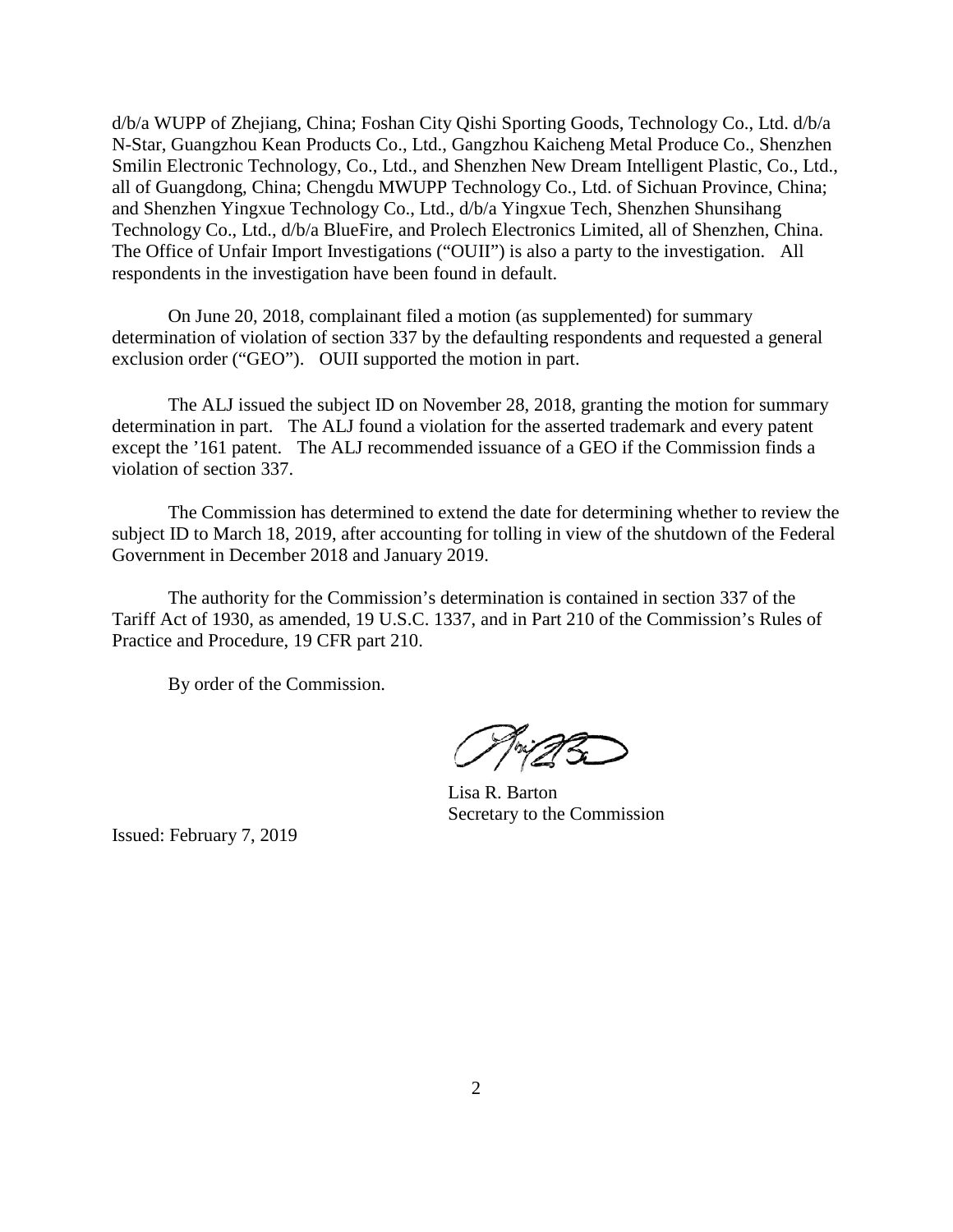d/b/a WUPP of Zhejiang, China; Foshan City Qishi Sporting Goods, Technology Co., Ltd. d/b/a N-Star, Guangzhou Kean Products Co., Ltd., Gangzhou Kaicheng Metal Produce Co., Shenzhen Smilin Electronic Technology, Co., Ltd., and Shenzhen New Dream Intelligent Plastic, Co., Ltd., all of Guangdong, China; Chengdu MWUPP Technology Co., Ltd. of Sichuan Province, China; and Shenzhen Yingxue Technology Co., Ltd., d/b/a Yingxue Tech, Shenzhen Shunsihang Technology Co., Ltd., d/b/a BlueFire, and Prolech Electronics Limited, all of Shenzhen, China. The Office of Unfair Import Investigations ("OUII") is also a party to the investigation. All respondents in the investigation have been found in default.

On June 20, 2018, complainant filed a motion (as supplemented) for summary determination of violation of section 337 by the defaulting respondents and requested a general exclusion order ("GEO"). OUII supported the motion in part.

The ALJ issued the subject ID on November 28, 2018, granting the motion for summary determination in part. The ALJ found a violation for the asserted trademark and every patent except the '161 patent. The ALJ recommended issuance of a GEO if the Commission finds a violation of section 337.

The Commission has determined to extend the date for determining whether to review the subject ID to March 18, 2019, after accounting for tolling in view of the shutdown of the Federal Government in December 2018 and January 2019.

The authority for the Commission's determination is contained in section 337 of the Tariff Act of 1930, as amended, 19 U.S.C. 1337, and in Part 210 of the Commission's Rules of Practice and Procedure, 19 CFR part 210.

By order of the Commission.

Lisa R. Barton
Secretary to the Commission

Issued: February 7, 2019